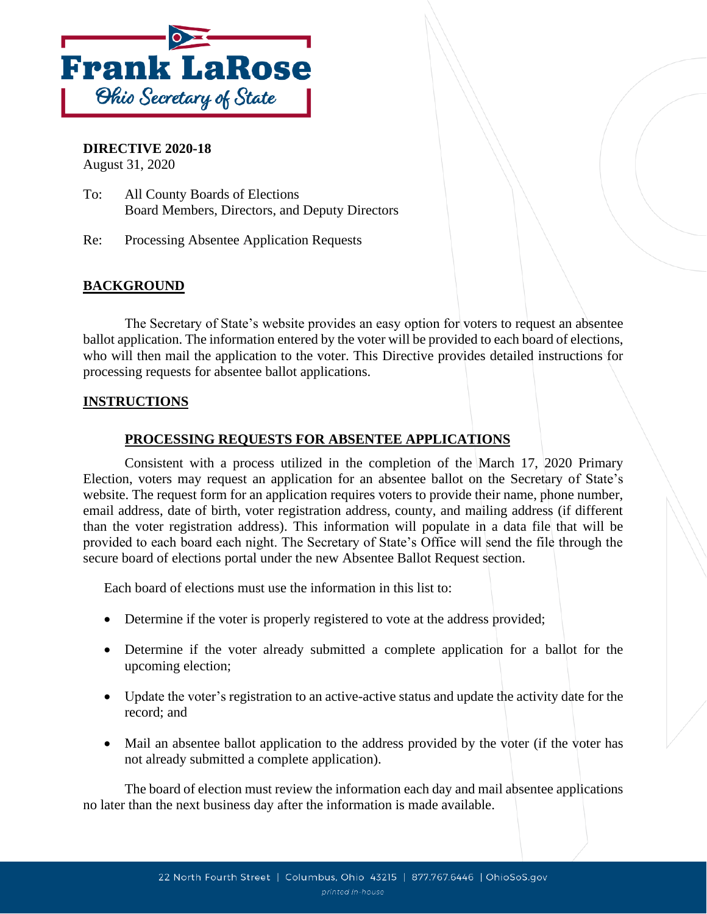**Frank LaRose**
*Ohio Secretary of State*

**DIRECTIVE 2020-18**
August 31, 2020

To: All County Boards of Elections
Board Members, Directors, and Deputy Directors

Re: Processing Absentee Application Requests

## BACKGROUND

The Secretary of State's website provides an easy option for voters to request an absentee ballot application. The information entered by the voter will be provided to each board of elections, who will then mail the application to the voter. This Directive provides detailed instructions for processing requests for absentee ballot applications.

## INSTRUCTIONS

### PROCESSING REQUESTS FOR ABSENTEE APPLICATIONS

Consistent with a process utilized in the completion of the March 17, 2020 Primary Election, voters may request an application for an absentee ballot on the Secretary of State's website. The request form for an application requires voters to provide their name, phone number, email address, date of birth, voter registration address, county, and mailing address (if different than the voter registration address). This information will populate in a data file that will be provided to each board each night. The Secretary of State's Office will send the file through the secure board of elections portal under the new Absentee Ballot Request section.

Each board of elections must use the information in this list to:

- Determine if the voter is properly registered to vote at the address provided;
- Determine if the voter already submitted a complete application for a ballot for the upcoming election;
- Update the voter's registration to an active-active status and update the activity date for the record; and
- Mail an absentee ballot application to the address provided by the voter (if the voter has not already submitted a complete application).

The board of election must review the information each day and mail absentee applications no later than the next business day after the information is made available.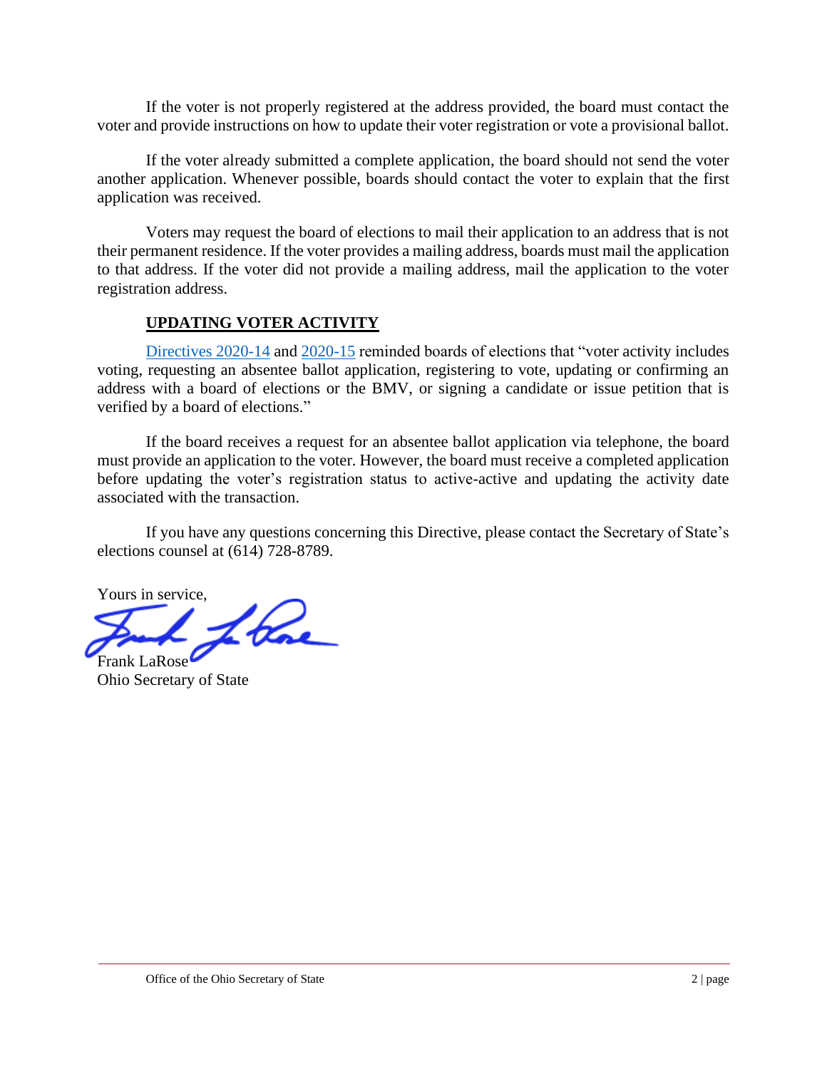If the voter is not properly registered at the address provided, the board must contact the voter and provide instructions on how to update their voter registration or vote a provisional ballot.

If the voter already submitted a complete application, the board should not send the voter another application. Whenever possible, boards should contact the voter to explain that the first application was received.

Voters may request the board of elections to mail their application to an address that is not their permanent residence. If the voter provides a mailing address, boards must mail the application to that address. If the voter did not provide a mailing address, mail the application to the voter registration address.

## **UPDATING VOTER ACTIVITY**

Directives 2020-14 and 2020-15 reminded boards of elections that "voter activity includes voting, requesting an absentee ballot application, registering to vote, updating or confirming an address with a board of elections or the BMV, or signing a candidate or issue petition that is verified by a board of elections."

If the board receives a request for an absentee ballot application via telephone, the board must provide an application to the voter. However, the board must receive a completed application before updating the voter's registration status to active-active and updating the activity date associated with the transaction.

If you have any questions concerning this Directive, please contact the Secretary of State's elections counsel at (614) 728-8789.

Yours in service,

Frank LaRose
Ohio Secretary of State